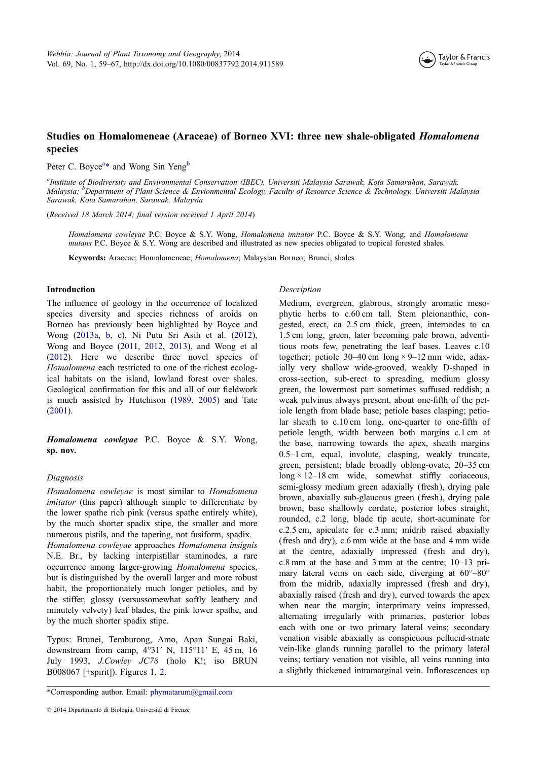# Studies on Homalomeneae (Araceae) of Borneo XVI: three new shale-obligated *Homalomena* species

Peter C. Boyce[a]* and Wong Sin Yeng[b]

[a]*Institute of Biodiversity and Environmental Conservation (IBEC), Universiti Malaysia Sarawak, Kota Samarahan, Sarawak, Malaysia;* [b]*Department of Plant Science & Envionmental Ecology, Faculty of Resource Science & Technology, Universiti Malaysia Sarawak, Kota Samarahan, Sarawak, Malaysia*

(*Received 18 March 2014; final version received 1 April 2014*)

*Homalomena cowleyae* P.C. Boyce & S.Y. Wong, *Homalomena imitator* P.C. Boyce & S.Y. Wong, and *Homalomena mutans* P.C. Boyce & S.Y. Wong are described and illustrated as new species obligated to tropical forested shales.

**Keywords:** Araceae; Homalomeneae; *Homalomena*; Malaysian Borneo; Brunei; shales

## Introduction

The influence of geology in the occurrence of localized species diversity and species richness of aroids on Borneo has previously been highlighted by Boyce and Wong (2013a, b, c), Ni Putu Sri Asih et al. (2012), Wong and Boyce (2011, 2012, 2013), and Wong et al (2012). Here we describe three novel species of *Homalomena* each restricted to one of the richest ecological habitats on the island, lowland forest over shales. Geological confirmation for this and all of our fieldwork is much assisted by Hutchison (1989, 2005) and Tate (2001).

## *Homalomena cowleyae* P.C. Boyce & S.Y. Wong, sp. nov.

### Diagnosis

*Homalomena cowleyae* is most similar to *Homalomena imitator* (this paper) although simple to differentiate by the lower spathe rich pink (versus spathe entirely white), by the much shorter spadix stipe, the smaller and more numerous pistils, and the tapering, not fusiform, spadix. *Homalomena cowleyae* approaches *Homalomena insignis* N.E. Br., by lacking interpistillar staminodes, a rare occurrence among larger-growing *Homalomena* species, but is distinguished by the overall larger and more robust habit, the proportionately much longer petioles, and by the stiffer, glossy (versussomewhat softly leathery and minutely velvety) leaf blades, the pink lower spathe, and by the much shorter spadix stipe.

Typus: Brunei, Temburong, Amo, Apan Sungai Baki, downstream from camp, 4°31′ N, 115°11′ E, 45 m, 16 July 1993, *J.Cowley JC78* (holo K!; iso BRUN B008067 [+spirit]). Figures 1, 2.

### Description

Medium, evergreen, glabrous, strongly aromatic mesophytic herbs to c.60 cm tall. Stem pleionanthic, congested, erect, ca 2.5 cm thick, green, internodes to ca 1.5 cm long, green, later becoming pale brown, adventitious roots few, penetrating the leaf bases. Leaves c.10 together; petiole 30–40 cm long × 9–12 mm wide, adaxially very shallow wide-grooved, weakly D-shaped in cross-section, sub-erect to spreading, medium glossy green, the lowermost part sometimes suffused reddish; a weak pulvinus always present, about one-fifth of the petiole length from blade base; petiole bases clasping; petiolar sheath to c.10 cm long, one-quarter to one-fifth of petiole length, width between both margins c.1 cm at the base, narrowing towards the apex, sheath margins 0.5–1 cm, equal, involute, clasping, weakly truncate, green, persistent; blade broadly oblong-ovate, 20–35 cm long × 12–18 cm wide, somewhat stiffly coriaceous, semi-glossy medium green adaxially (fresh), drying pale brown, abaxially sub-glaucous green (fresh), drying pale brown, base shallowly cordate, posterior lobes straight, rounded, c.2 long, blade tip acute, short-acuminate for c.2.5 cm, apiculate for c.3 mm; midrib raised abaxially (fresh and dry), c.6 mm wide at the base and 4 mm wide at the centre, adaxially impressed (fresh and dry), c.8 mm at the base and 3 mm at the centre; 10–13 primary lateral veins on each side, diverging at 60°–80° from the midrib, adaxially impressed (fresh and dry), abaxially raised (fresh and dry), curved towards the apex when near the margin; interprimary veins impressed, alternating irregularly with primaries, posterior lobes each with one or two primary lateral veins; secondary venation visible abaxially as conspicuous pellucid-striate vein-like glands running parallel to the primary lateral veins; tertiary venation not visible, all veins running into a slightly thickened intramarginal vein. Inflorescences up

*Corresponding author. Email: phymatarum@gmail.com

© 2014 Dipartimento di Biologia, Università di Firenze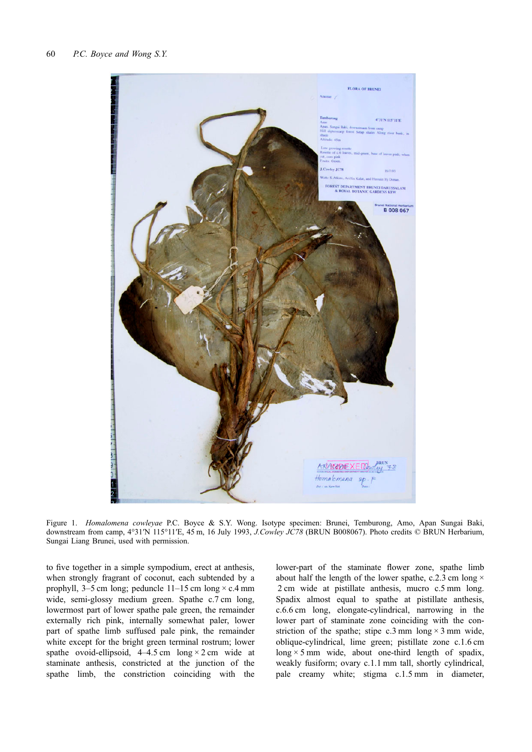Figure 1. *Homalomena cowleyae* P.C. Boyce & S.Y. Wong. Isotype specimen: Brunei, Temburong, Amo, Apan Sungai Baki, downstream from camp, 4°31′N 115°11′E, 45 m, 16 July 1993, *J.Cowley JC78* (BRUN B008067). Photo credits © BRUN Herbarium, Sungai Liang Brunei, used with permission.

to five together in a simple sympodium, erect at anthesis, when strongly fragrant of coconut, each subtended by a prophyll, 3–5 cm long; peduncle 11–15 cm long × c.4 mm wide, semi-glossy medium green. Spathe c.7 cm long, lowermost part of lower spathe pale green, the remainder externally rich pink, internally somewhat paler, lower part of spathe limb suffused pale pink, the remainder white except for the bright green terminal rostrum; lower spathe ovoid-ellipsoid, 4–4.5 cm long × 2 cm wide at staminate anthesis, constricted at the junction of the spathe limb, the constriction coinciding with the lower-part of the staminate flower zone, spathe limb about half the length of the lower spathe, c.2.3 cm long × 2 cm wide at pistillate anthesis, mucro c.5 mm long. Spadix almost equal to spathe at pistillate anthesis, c.6.6 cm long, elongate-cylindrical, narrowing in the lower part of staminate zone coinciding with the constriction of the spathe; stipe c.3 mm long × 3 mm wide, oblique-cylindrical, lime green; pistillate zone c.1.6 cm long × 5 mm wide, about one-third length of spadix, weakly fusiform; ovary c.1.1 mm tall, shortly cylindrical, pale creamy white; stigma c.1.5 mm in diameter,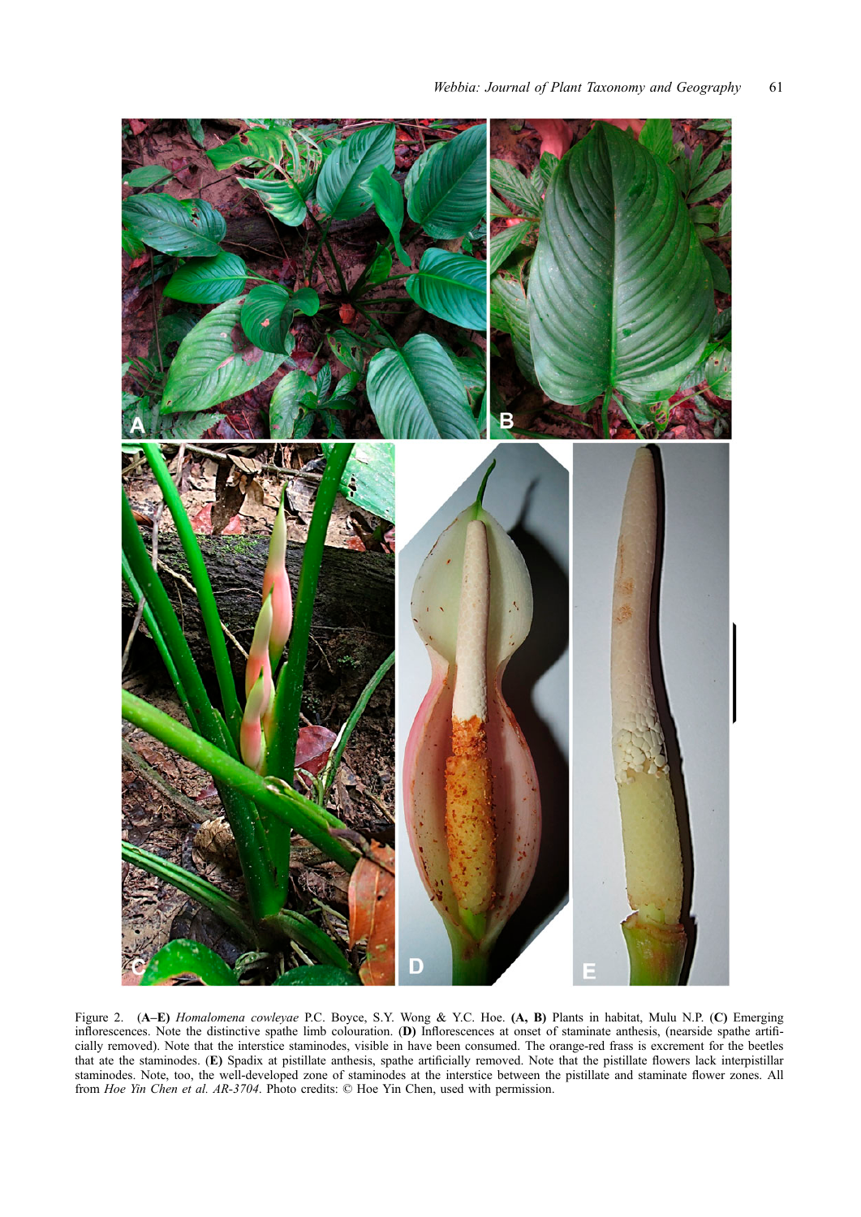Figure 2. (**A–E**) *Homalomena cowleyae* P.C. Boyce, S.Y. Wong & Y.C. Hoe. (**A, B**) Plants in habitat, Mulu N.P. (**C**) Emerging inflorescences. Note the distinctive spathe limb colouration. (**D**) Inflorescences at onset of staminate anthesis, (nearside spathe artificially removed). Note that the interstice staminodes, visible in have been consumed. The orange-red frass is excrement for the beetles that ate the staminodes. (**E**) Spadix at pistillate anthesis, spathe artificially removed. Note that the pistillate flowers lack interpistillar staminodes. Note, too, the well-developed zone of staminodes at the interstice between the pistillate and staminate flower zones. All from *Hoe Yin Chen et al. AR-3704*. Photo credits: © Hoe Yin Chen, used with permission.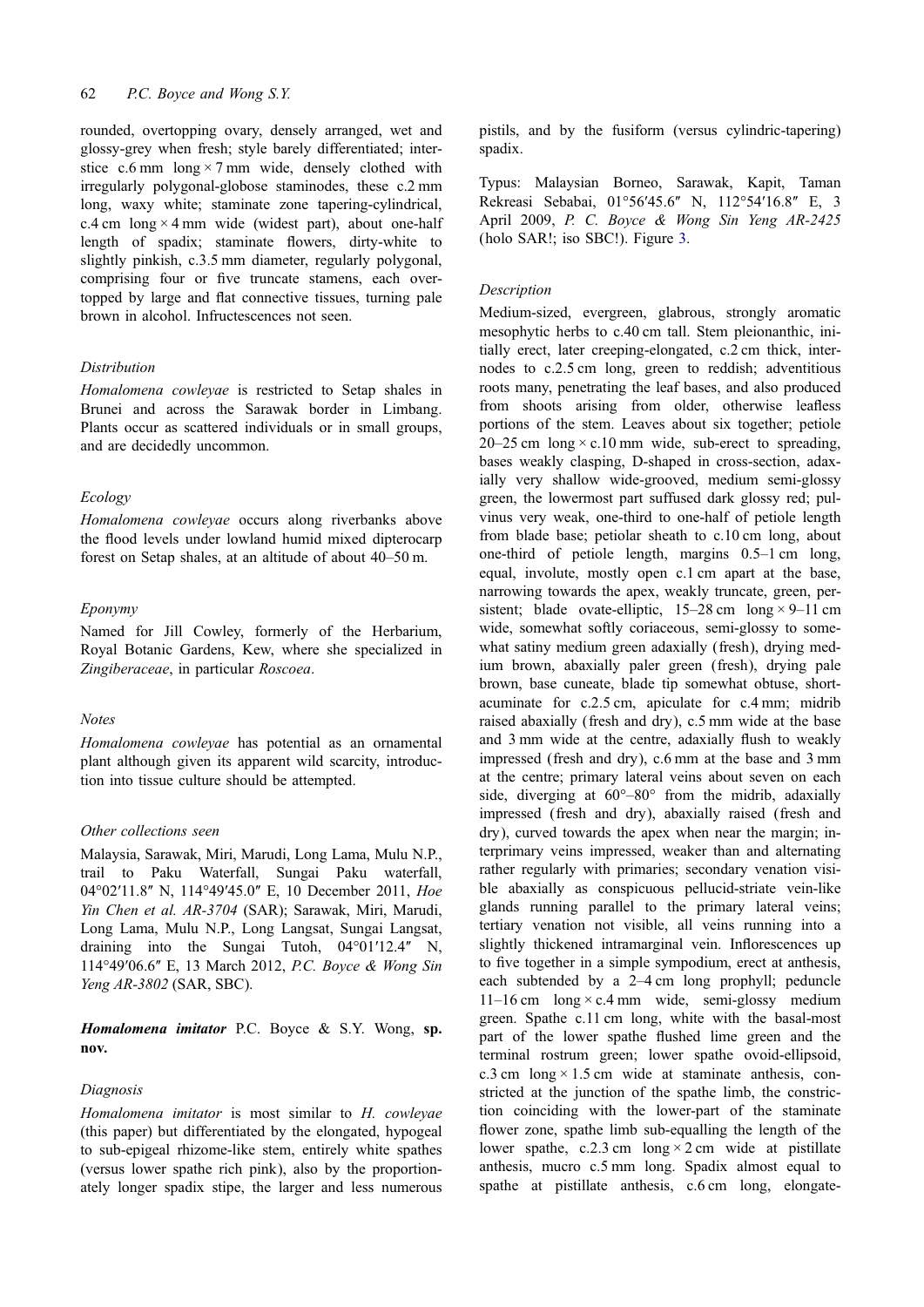rounded, overtopping ovary, densely arranged, wet and glossy-grey when fresh; style barely differentiated; interstice c.6 mm long × 7 mm wide, densely clothed with irregularly polygonal-globose staminodes, these c.2 mm long, waxy white; staminate zone tapering-cylindrical, c.4 cm long × 4 mm wide (widest part), about one-half length of spadix; staminate flowers, dirty-white to slightly pinkish, c.3.5 mm diameter, regularly polygonal, comprising four or five truncate stamens, each overtopped by large and flat connective tissues, turning pale brown in alcohol. Infructescences not seen.

### Distribution

*Homalomena cowleyae* is restricted to Setap shales in Brunei and across the Sarawak border in Limbang. Plants occur as scattered individuals or in small groups, and are decidedly uncommon.

### Ecology

*Homalomena cowleyae* occurs along riverbanks above the flood levels under lowland humid mixed dipterocarp forest on Setap shales, at an altitude of about 40–50 m.

### Eponymy

Named for Jill Cowley, formerly of the Herbarium, Royal Botanic Gardens, Kew, where she specialized in *Zingiberaceae*, in particular *Roscoea*.

### Notes

*Homalomena cowleyae* has potential as an ornamental plant although given its apparent wild scarcity, introduction into tissue culture should be attempted.

### Other collections seen

Malaysia, Sarawak, Miri, Marudi, Long Lama, Mulu N.P., trail to Paku Waterfall, Sungai Paku waterfall, 04°02′11.8″ N, 114°49′45.0″ E, 10 December 2011, *Hoe Yin Chen et al. AR-3704* (SAR); Sarawak, Miri, Marudi, Long Lama, Mulu N.P., Long Langsat, Sungai Langsat, draining into the Sungai Tutoh, 04°01′12.4″ N, 114°49′06.6″ E, 13 March 2012, *P.C. Boyce & Wong Sin Yeng AR-3802* (SAR, SBC).

## ***Homalomena imitator*** **P.C. Boyce & S.Y. Wong, sp. nov.**

### Diagnosis

*Homalomena imitator* is most similar to *H. cowleyae* (this paper) but differentiated by the elongated, hypogeal to sub-epigeal rhizome-like stem, entirely white spathes (versus lower spathe rich pink), also by the proportionately longer spadix stipe, the larger and less numerous pistils, and by the fusiform (versus cylindric-tapering) spadix.

Typus: Malaysian Borneo, Sarawak, Kapit, Taman Rekreasi Sebabai, 01°56′45.6″ N, 112°54′16.8″ E, 3 April 2009, *P. C. Boyce & Wong Sin Yeng AR-2425* (holo SAR!; iso SBC!). Figure 3.

### Description

Medium-sized, evergreen, glabrous, strongly aromatic mesophytic herbs to c.40 cm tall. Stem pleionanthic, initially erect, later creeping-elongated, c.2 cm thick, internodes to c.2.5 cm long, green to reddish; adventitious roots many, penetrating the leaf bases, and also produced from shoots arising from older, otherwise leafless portions of the stem. Leaves about six together; petiole 20–25 cm long × c.10 mm wide, sub-erect to spreading, bases weakly clasping, D-shaped in cross-section, adaxially very shallow wide-grooved, medium semi-glossy green, the lowermost part suffused dark glossy red; pulvinus very weak, one-third to one-half of petiole length from blade base; petiolar sheath to c.10 cm long, about one-third of petiole length, margins 0.5–1 cm long, equal, involute, mostly open c.1 cm apart at the base, narrowing towards the apex, weakly truncate, green, persistent; blade ovate-elliptic, 15–28 cm long × 9–11 cm wide, somewhat softly coriaceous, semi-glossy to somewhat satiny medium green adaxially (fresh), drying medium brown, abaxially paler green (fresh), drying pale brown, base cuneate, blade tip somewhat obtuse, short-acuminate for c.2.5 cm, apiculate for c.4 mm; midrib raised abaxially (fresh and dry), c.5 mm wide at the base and 3 mm wide at the centre, adaxially flush to weakly impressed (fresh and dry), c.6 mm at the base and 3 mm at the centre; primary lateral veins about seven on each side, diverging at 60°–80° from the midrib, adaxially impressed (fresh and dry), abaxially raised (fresh and dry), curved towards the apex when near the margin; interprimary veins impressed, weaker than and alternating rather regularly with primaries; secondary venation visible abaxially as conspicuous pellucid-striate vein-like glands running parallel to the primary lateral veins; tertiary venation not visible, all veins running into a slightly thickened intramarginal vein. Inflorescences up to five together in a simple sympodium, erect at anthesis, each subtended by a 2–4 cm long prophyll; peduncle 11–16 cm long × c.4 mm wide, semi-glossy medium green. Spathe c.11 cm long, white with the basal-most part of the lower spathe flushed lime green and the terminal rostrum green; lower spathe ovoid-ellipsoid, c.3 cm long × 1.5 cm wide at staminate anthesis, constricted at the junction of the spathe limb, the constriction coinciding with the lower-part of the staminate flower zone, spathe limb sub-equalling the length of the lower spathe, c.2.3 cm long × 2 cm wide at pistillate anthesis, mucro c.5 mm long. Spadix almost equal to spathe at pistillate anthesis, c.6 cm long, elongate-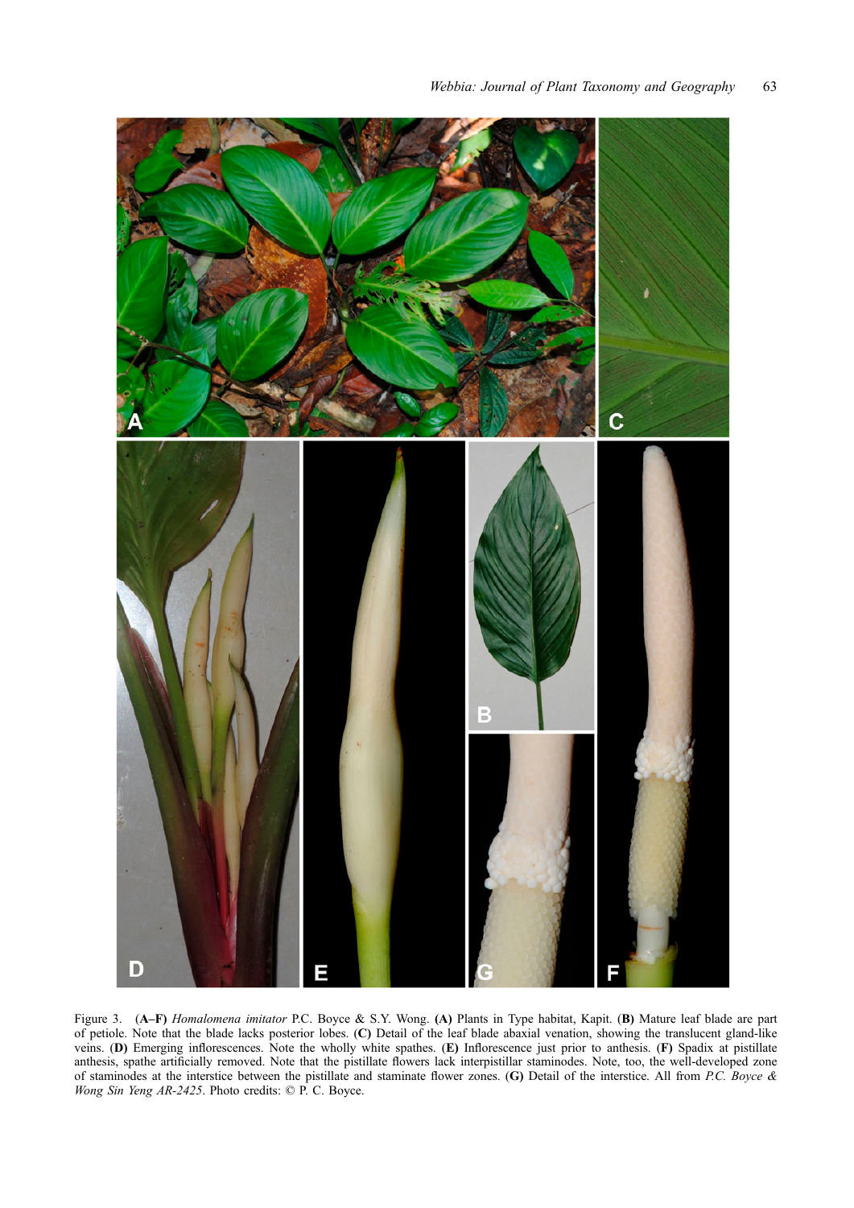Figure 3. (A–F) *Homalomena imitator* P.C. Boyce & S.Y. Wong. **(A)** Plants in Type habitat, Kapit. **(B)** Mature leaf blade are part of petiole. Note that the blade lacks posterior lobes. **(C)** Detail of the leaf blade abaxial venation, showing the translucent gland-like veins. **(D)** Emerging inflorescences. Note the wholly white spathes. **(E)** Inflorescence just prior to anthesis. **(F)** Spadix at pistillate anthesis, spathe artificially removed. Note that the pistillate flowers lack interpistillar staminodes. Note, too, the well-developed zone of staminodes at the interstice between the pistillate and staminate flower zones. **(G)** Detail of the interstice. All from *P.C. Boyce & Wong Sin Yeng AR-2425*. Photo credits: © P. C. Boyce.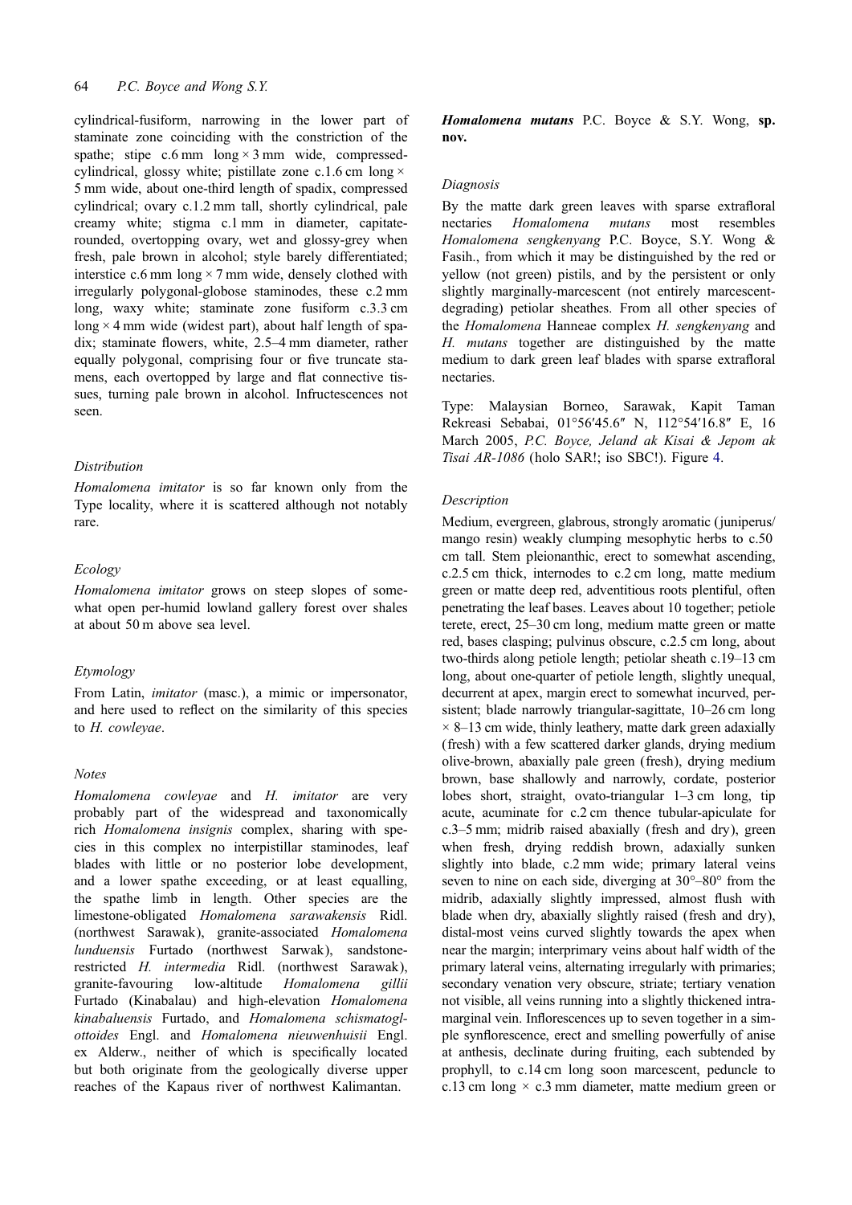cylindrical-fusiform, narrowing in the lower part of staminate zone coinciding with the constriction of the spathe; stipe c.6 mm long × 3 mm wide, compressed-cylindrical, glossy white; pistillate zone c.1.6 cm long × 5 mm wide, about one-third length of spadix, compressed cylindrical; ovary c.1.2 mm tall, shortly cylindrical, pale creamy white; stigma c.1 mm in diameter, capitate-rounded, overtopping ovary, wet and glossy-grey when fresh, pale brown in alcohol; style barely differentiated; interstice c.6 mm long × 7 mm wide, densely clothed with irregularly polygonal-globose staminodes, these c.2 mm long, waxy white; staminate zone fusiform c.3.3 cm long × 4 mm wide (widest part), about half length of spadix; staminate flowers, white, 2.5–4 mm diameter, rather equally polygonal, comprising four or five truncate stamens, each overtopped by large and flat connective tissues, turning pale brown in alcohol. Infructescences not seen.

### Distribution

*Homalomena imitator* is so far known only from the Type locality, where it is scattered although not notably rare.

### Ecology

*Homalomena imitator* grows on steep slopes of somewhat open per-humid lowland gallery forest over shales at about 50 m above sea level.

### Etymology

From Latin, *imitator* (masc.), a mimic or impersonator, and here used to reflect on the similarity of this species to *H. cowleyae*.

### Notes

*Homalomena cowleyae* and *H. imitator* are very probably part of the widespread and taxonomically rich *Homalomena insignis* complex, sharing with species in this complex no interpistillar staminodes, leaf blades with little or no posterior lobe development, and a lower spathe exceeding, or at least equalling, the spathe limb in length. Other species are the limestone-obligated *Homalomena sarawakensis* Ridl. (northwest Sarawak), granite-associated *Homalomena lunduensis* Furtado (northwest Sarwak), sandstone-restricted *H. intermedia* Ridl. (northwest Sarawak), granite-favouring low-altitude *Homalomena gillii* Furtado (Kinabalau) and high-elevation *Homalomena kinabaluensis* Furtado, and *Homalomena schismatoglottoides* Engl. and *Homalomena nieuwenhuisii* Engl. ex Alderw., neither of which is specifically located but both originate from the geologically diverse upper reaches of the Kapaus river of northwest Kalimantan.

## ***Homalomena mutans*** P.C. Boyce & S.Y. Wong, **sp. nov.**

### Diagnosis

By the matte dark green leaves with sparse extrafloral nectaries *Homalomena mutans* most resembles *Homalomena sengkenyang* P.C. Boyce, S.Y. Wong & Fasih., from which it may be distinguished by the red or yellow (not green) pistils, and by the persistent or only slightly marginally-marcescent (not entirely marcescent-degrading) petiolar sheathes. From all other species of the *Homalomena* Hanneae complex *H. sengkenyang* and *H. mutans* together are distinguished by the matte medium to dark green leaf blades with sparse extrafloral nectaries.

Type: Malaysian Borneo, Sarawak, Kapit Taman Rekreasi Sebabai, 01°56′45.6″ N, 112°54′16.8″ E, 16 March 2005, *P.C. Boyce, Jeland ak Kisai & Jepom ak Tisai AR-1086* (holo SAR!; iso SBC!). Figure 4.

### Description

Medium, evergreen, glabrous, strongly aromatic (juniperus/mango resin) weakly clumping mesophytic herbs to c.50 cm tall. Stem pleionanthic, erect to somewhat ascending, c.2.5 cm thick, internodes to c.2 cm long, matte medium green or matte deep red, adventitious roots plentiful, often penetrating the leaf bases. Leaves about 10 together; petiole terete, erect, 25–30 cm long, medium matte green or matte red, bases clasping; pulvinus obscure, c.2.5 cm long, about two-thirds along petiole length; petiolar sheath c.19–13 cm long, about one-quarter of petiole length, slightly unequal, decurrent at apex, margin erect to somewhat incurved, persistent; blade narrowly triangular-sagittate, 10–26 cm long × 8–13 cm wide, thinly leathery, matte dark green adaxially (fresh) with a few scattered darker glands, drying medium olive-brown, abaxially pale green (fresh), drying medium brown, base shallowly and narrowly, cordate, posterior lobes short, straight, ovato-triangular 1–3 cm long, tip acute, acuminate for c.2 cm thence tubular-apiculate for c.3–5 mm; midrib raised abaxially (fresh and dry), green when fresh, drying reddish brown, adaxially sunken slightly into blade, c.2 mm wide; primary lateral veins seven to nine on each side, diverging at 30°–80° from the midrib, adaxially slightly impressed, almost flush with blade when dry, abaxially slightly raised (fresh and dry), distal-most veins curved slightly towards the apex when near the margin; interprimary veins about half width of the primary lateral veins, alternating irregularly with primaries; secondary venation very obscure, striate; tertiary venation not visible, all veins running into a slightly thickened intramarginal vein. Inflorescences up to seven together in a simple synflorescence, erect and smelling powerfully of anise at anthesis, declinate during fruiting, each subtended by prophyll, to c.14 cm long soon marcescent, peduncle to c.13 cm long × c.3 mm diameter, matte medium green or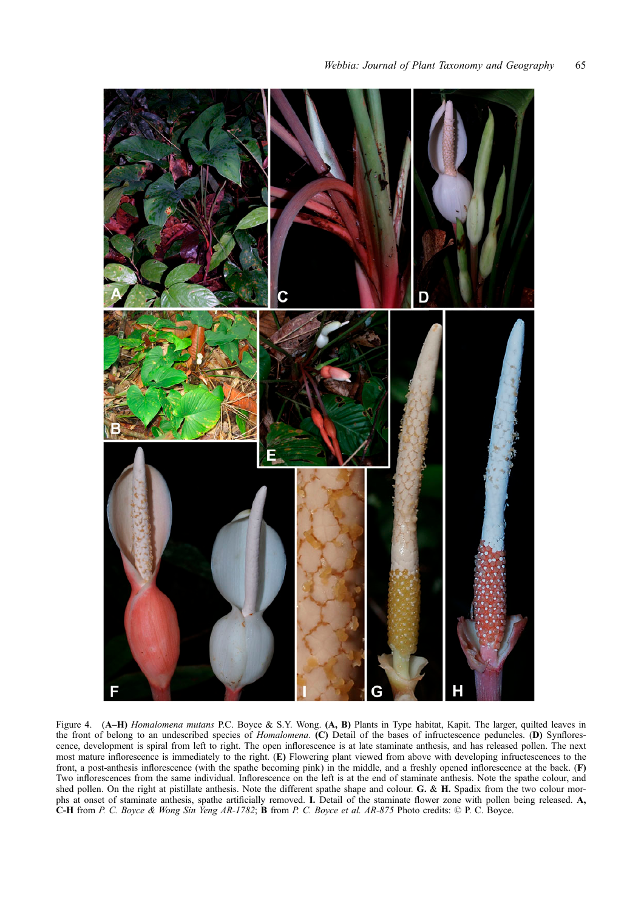Figure 4. (**A–H**) *Homalomena mutans* P.C. Boyce & S.Y. Wong. (**A, B**) Plants in Type habitat, Kapit. The larger, quilted leaves in the front of belong to an undescribed species of *Homalomena*. (**C**) Detail of the bases of infructescence peduncles. (**D**) Synflorescence, development is spiral from left to right. The open inflorescence is at late staminate anthesis, and has released pollen. The next most mature inflorescence is immediately to the right. (**E**) Flowering plant viewed from above with developing infructescences to the front, a post-anthesis inflorescence (with the spathe becoming pink) in the middle, and a freshly opened inflorescence at the back. (**F**) Two inflorescences from the same individual. Inflorescence on the left is at the end of staminate anthesis. Note the spathe colour, and shed pollen. On the right at pistillate anthesis. Note the different spathe shape and colour. **G.** & **H.** Spadix from the two colour morphs at onset of staminate anthesis, spathe artificially removed. **I.** Detail of the staminate flower zone with pollen being released. **A, C-H** from *P. C. Boyce & Wong Sin Yeng AR-1782*; **B** from *P. C. Boyce et al. AR-875* Photo credits: © P. C. Boyce.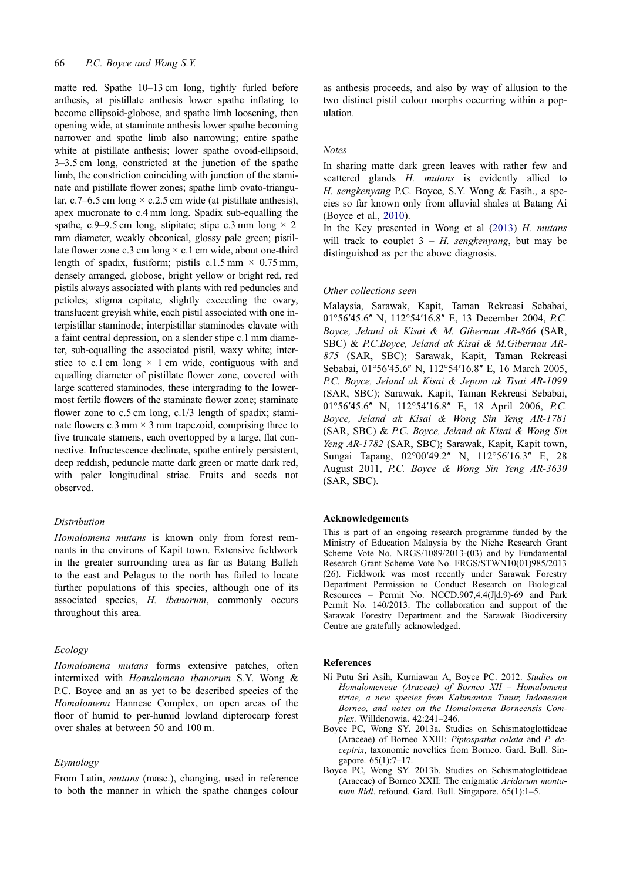matte red. Spathe 10–13 cm long, tightly furled before anthesis, at pistillate anthesis lower spathe inflating to become ellipsoid-globose, and spathe limb loosening, then opening wide, at staminate anthesis lower spathe becoming narrower and spathe limb also narrowing; entire spathe white at pistillate anthesis; lower spathe ovoid-ellipsoid, 3–3.5 cm long, constricted at the junction of the spathe limb, the constriction coinciding with junction of the staminate and pistillate flower zones; spathe limb ovato-triangular, c.7–6.5 cm long × c.2.5 cm wide (at pistillate anthesis), apex mucronate to c.4 mm long. Spadix sub-equalling the spathe, c.9–9.5 cm long, stipitate; stipe c.3 mm long × 2 mm diameter, weakly obconical, glossy pale green; pistillate flower zone c.3 cm long × c.1 cm wide, about one-third length of spadix, fusiform; pistils c.1.5 mm × 0.75 mm, densely arranged, globose, bright yellow or bright red, red pistils always associated with plants with red peduncles and petioles; stigma capitate, slightly exceeding the ovary, translucent greyish white, each pistil associated with one interpistillar staminode; interpistillar staminodes clavate with a faint central depression, on a slender stipe c.1 mm diameter, sub-equalling the associated pistil, waxy white; interstice to c.1 cm long × 1 cm wide, contiguous with and equalling diameter of pistillate flower zone, covered with large scattered staminodes, these intergrading to the lowermost fertile flowers of the staminate flower zone; staminate flower zone to c.5 cm long, c.1/3 length of spadix; staminate flowers c.3 mm × 3 mm trapezoid, comprising three to five truncate stamens, each overtopped by a large, flat connective. Infructescence declinate, spathe entirely persistent, deep reddish, peduncle matte dark green or matte dark red, with paler longitudinal striae. Fruits and seeds not observed.

### *Distribution*

*Homalomena mutans* is known only from forest remnants in the environs of Kapit town. Extensive fieldwork in the greater surrounding area as far as Batang Balleh to the east and Pelagus to the north has failed to locate further populations of this species, although one of its associated species, *H. ibanorum*, commonly occurs throughout this area.

### *Ecology*

*Homalomena mutans* forms extensive patches, often intermixed with *Homalomena ibanorum* S.Y. Wong & P.C. Boyce and an as yet to be described species of the *Homalomena* Hanneae Complex, on open areas of the floor of humid to per-humid lowland dipterocarp forest over shales at between 50 and 100 m.

### *Etymology*

From Latin, *mutans* (masc.), changing, used in reference to both the manner in which the spathe changes colour as anthesis proceeds, and also by way of allusion to the two distinct pistil colour morphs occurring within a population.

### *Notes*

In sharing matte dark green leaves with rather few and scattered glands *H. mutans* is evidently allied to *H. sengkenyang* P.C. Boyce, S.Y. Wong & Fasih., a species so far known only from alluvial shales at Batang Ai (Boyce et al., 2010).

In the Key presented in Wong et al (2013) *H. mutans* will track to couplet 3 – *H. sengkenyang*, but may be distinguished as per the above diagnosis.

### *Other collections seen*

Malaysia, Sarawak, Kapit, Taman Rekreasi Sebabai, 01°56′45.6″ N, 112°54′16.8″ E, 13 December 2004, *P.C. Boyce, Jeland ak Kisai & M. Gibernau AR-866* (SAR, SBC) & *P.C.Boyce, Jeland ak Kisai & M.Gibernau AR-875* (SAR, SBC); Sarawak, Kapit, Taman Rekreasi Sebabai, 01°56′45.6″ N, 112°54′16.8″ E, 16 March 2005, *P.C. Boyce, Jeland ak Kisai & Jepom ak Tisai AR-1099* (SAR, SBC); Sarawak, Kapit, Taman Rekreasi Sebabai, 01°56′45.6″ N, 112°54′16.8″ E, 18 April 2006, *P.C. Boyce, Jeland ak Kisai & Wong Sin Yeng AR-1781* (SAR, SBC) & *P.C. Boyce, Jeland ak Kisai & Wong Sin Yeng AR-1782* (SAR, SBC); Sarawak, Kapit, Kapit town, Sungai Tapang, 02°00′49.2″ N, 112°56′16.3″ E, 28 August 2011, *P.C. Boyce & Wong Sin Yeng AR-3630* (SAR, SBC).

## Acknowledgements

This is part of an ongoing research programme funded by the Ministry of Education Malaysia by the Niche Research Grant Scheme Vote No. NRGS/1089/2013-(03) and by Fundamental Research Grant Scheme Vote No. FRGS/STWN10(01)985/2013 (26). Fieldwork was most recently under Sarawak Forestry Department Permission to Conduct Research on Biological Resources – Permit No. NCCD.907,4.4(J|d.9)-69 and Park Permit No. 140/2013. The collaboration and support of the Sarawak Forestry Department and the Sarawak Biodiversity Centre are gratefully acknowledged.

## References

Ni Putu Sri Asih, Kurniawan A, Boyce PC. 2012. *Studies on Homalomeneae (Araceae) of Borneo XII – Homalomena tirtae, a new species from Kalimantan Timur, Indonesian Borneo, and notes on the Homalomena Borneensis Complex*. Willdenowia. 42:241–246.

Boyce PC, Wong SY. 2013a. Studies on Schismatoglottideae (Araceae) of Borneo XXIII: *Piptospatha colata* and *P. deceptrix*, taxonomic novelties from Borneo. Gard. Bull. Singapore. 65(1):7–17.

Boyce PC, Wong SY. 2013b. Studies on Schismatoglottideae (Araceae) of Borneo XXII: The enigmatic *Aridarum montanum Ridl*. refound*.* Gard. Bull. Singapore. 65(1):1–5.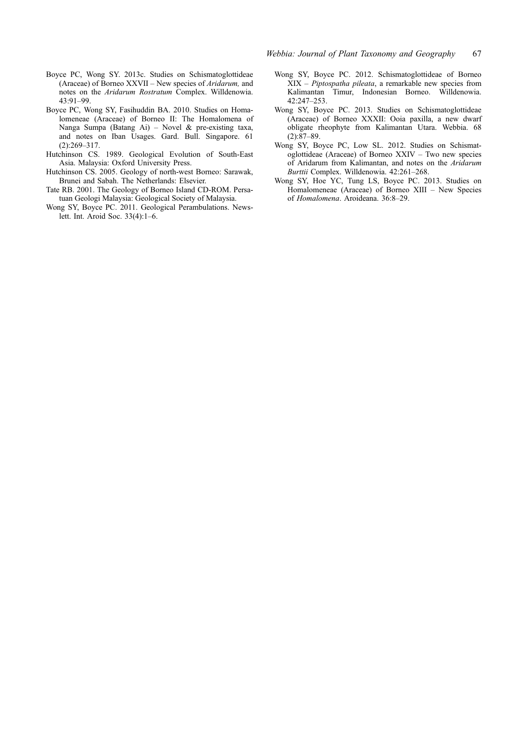Boyce PC, Wong SY. 2013c. Studies on Schismatoglottideae (Araceae) of Borneo XXVII – New species of *Aridarum,* and notes on the *Aridarum Rostratum* Complex. Willdenowia. 43:91–99.

Boyce PC, Wong SY, Fasihuddin BA. 2010. Studies on Homalomeneae (Araceae) of Borneo II: The Homalomena of Nanga Sumpa (Batang Ai) – Novel & pre-existing taxa, and notes on Iban Usages. Gard. Bull. Singapore. 61 (2):269–317.

Hutchinson CS. 1989. Geological Evolution of South-East Asia. Malaysia: Oxford University Press.

Hutchinson CS. 2005. Geology of north-west Borneo: Sarawak, Brunei and Sabah. The Netherlands: Elsevier.

Tate RB. 2001. The Geology of Borneo Island CD-ROM. Persatuan Geologi Malaysia: Geological Society of Malaysia.

Wong SY, Boyce PC. 2011. Geological Perambulations. Newslett. Int. Aroid Soc. 33(4):1–6.

Wong SY, Boyce PC. 2012. Schismatoglottideae of Borneo XIX – *Piptospatha pileata*, a remarkable new species from Kalimantan Timur, Indonesian Borneo. Willdenowia. 42:247–253.

Wong SY, Boyce PC. 2013. Studies on Schismatoglottideae (Araceae) of Borneo XXXII: Ooia paxilla, a new dwarf obligate rheophyte from Kalimantan Utara. Webbia. 68 (2):87–89.

Wong SY, Boyce PC, Low SL. 2012. Studies on Schismatoglottideae (Araceae) of Borneo XXIV – Two new species of Aridarum from Kalimantan, and notes on the *Aridarum Burttii* Complex. Willdenowia. 42:261–268.

Wong SY, Hoe YC, Tung LS, Boyce PC. 2013. Studies on Homalomeneae (Araceae) of Borneo XIII – New Species of *Homalomena*. Aroideana. 36:8–29.